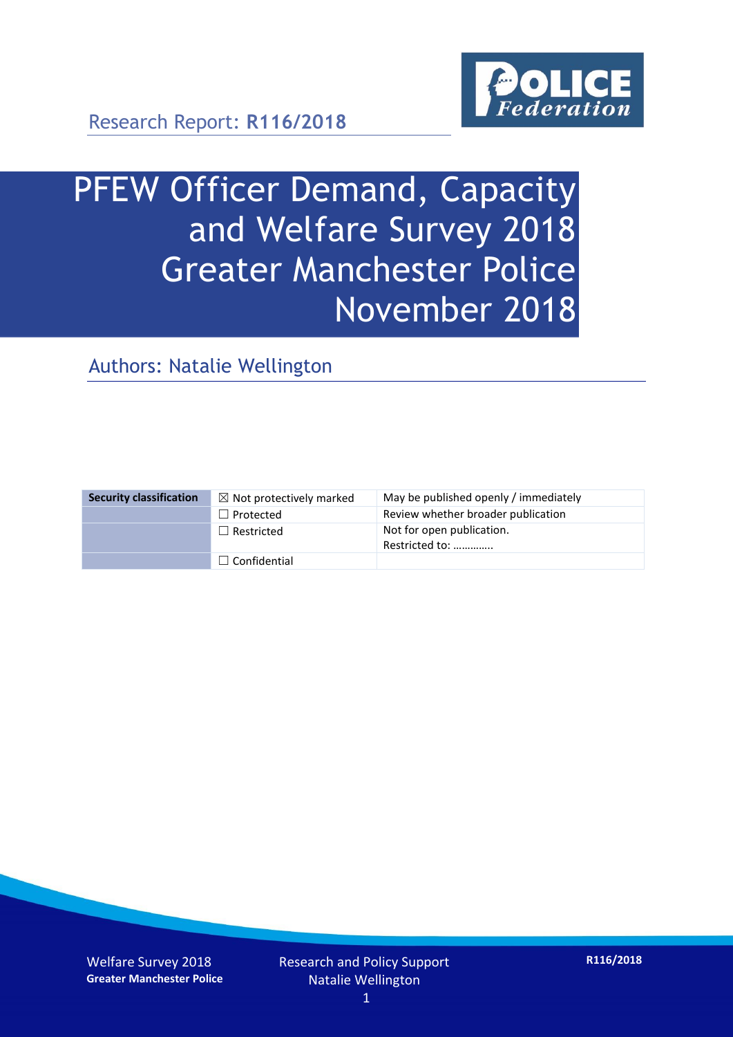Research Report: **R116/2018**

# PFEW Officer Demand, Capacity and Welfare Survey 2018 Greater Manchester Police November 2018

## Authors: Natalie Wellington

| Security classification | ☒ Not protectively marked | May be published openly / immediately |
|---|---|---|
| | ☐ Protected | Review whether broader publication |
| | ☐ Restricted | Not for open publication. Restricted to: ………….. |
| | ☐ Confidential | |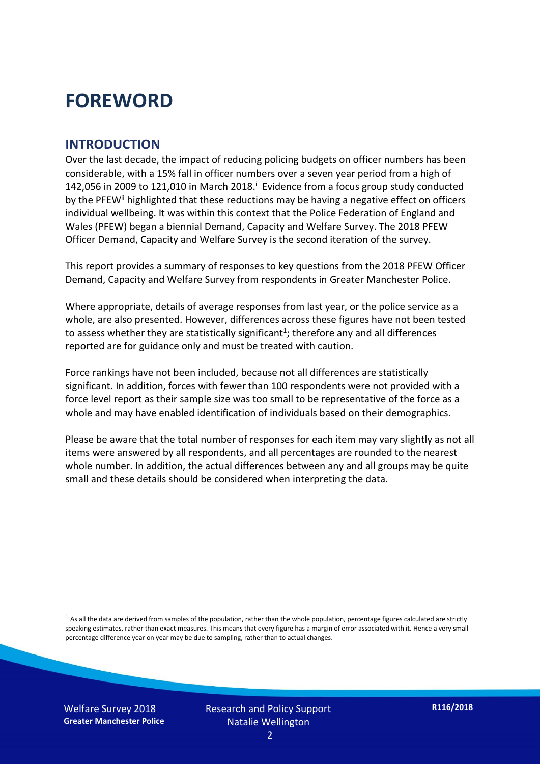# FOREWORD

## INTRODUCTION

Over the last decade, the impact of reducing policing budgets on officer numbers has been considerable, with a 15% fall in officer numbers over a seven year period from a high of 142,056 in 2009 to 121,010 in March 2018.[i] Evidence from a focus group study conducted by the PFEW[ii] highlighted that these reductions may be having a negative effect on officers individual wellbeing. It was within this context that the Police Federation of England and Wales (PFEW) began a biennial Demand, Capacity and Welfare Survey. The 2018 PFEW Officer Demand, Capacity and Welfare Survey is the second iteration of the survey.

This report provides a summary of responses to key questions from the 2018 PFEW Officer Demand, Capacity and Welfare Survey from respondents in Greater Manchester Police.

Where appropriate, details of average responses from last year, or the police service as a whole, are also presented. However, differences across these figures have not been tested to assess whether they are statistically significant[1]; therefore any and all differences reported are for guidance only and must be treated with caution.

Force rankings have not been included, because not all differences are statistically significant. In addition, forces with fewer than 100 respondents were not provided with a force level report as their sample size was too small to be representative of the force as a whole and may have enabled identification of individuals based on their demographics.

Please be aware that the total number of responses for each item may vary slightly as not all items were answered by all respondents, and all percentages are rounded to the nearest whole number. In addition, the actual differences between any and all groups may be quite small and these details should be considered when interpreting the data.

[1] As all the data are derived from samples of the population, rather than the whole population, percentage figures calculated are strictly speaking estimates, rather than exact measures. This means that every figure has a margin of error associated with it. Hence a very small percentage difference year on year may be due to sampling, rather than to actual changes.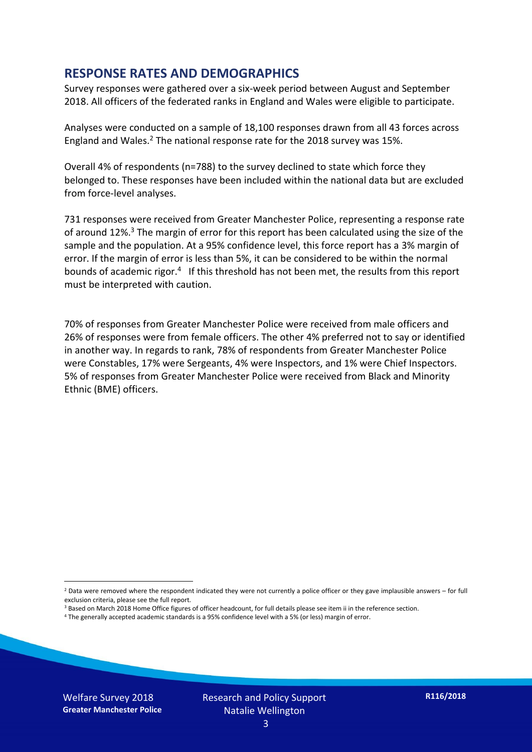## RESPONSE RATES AND DEMOGRAPHICS

Survey responses were gathered over a six-week period between August and September 2018. All officers of the federated ranks in England and Wales were eligible to participate.

Analyses were conducted on a sample of 18,100 responses drawn from all 43 forces across England and Wales.[2] The national response rate for the 2018 survey was 15%.

Overall 4% of respondents (n=788) to the survey declined to state which force they belonged to. These responses have been included within the national data but are excluded from force-level analyses.

731 responses were received from Greater Manchester Police, representing a response rate of around 12%.[3] The margin of error for this report has been calculated using the size of the sample and the population. At a 95% confidence level, this force report has a 3% margin of error. If the margin of error is less than 5%, it can be considered to be within the normal bounds of academic rigor.[4] If this threshold has not been met, the results from this report must be interpreted with caution.

70% of responses from Greater Manchester Police were received from male officers and 26% of responses were from female officers. The other 4% preferred not to say or identified in another way. In regards to rank, 78% of respondents from Greater Manchester Police were Constables, 17% were Sergeants, 4% were Inspectors, and 1% were Chief Inspectors. 5% of responses from Greater Manchester Police were received from Black and Minority Ethnic (BME) officers.

---

[2] Data were removed where the respondent indicated they were not currently a police officer or they gave implausible answers – for full exclusion criteria, please see the full report.

[3] Based on March 2018 Home Office figures of officer headcount, for full details please see item ii in the reference section.

[4] The generally accepted academic standards is a 95% confidence level with a 5% (or less) margin of error.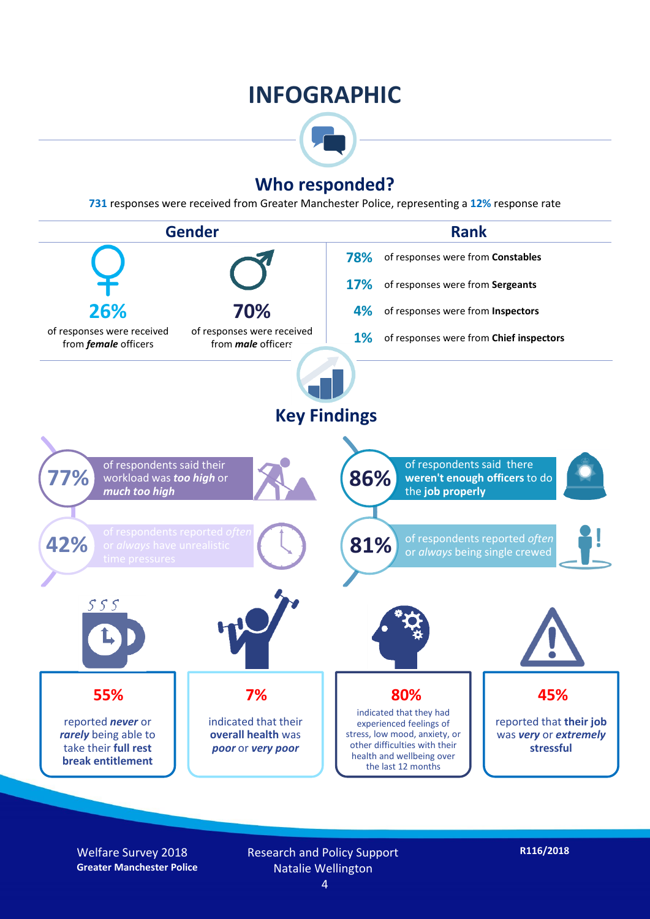# INFOGRAPHIC

## Who responded?

**731** responses were received from Greater Manchester Police, representing a **12%** response rate

### Gender

**26%** of responses were received from ***female*** officers

**70%** of responses were received from ***male*** officers

### Rank

**78%** of responses were from **Constables**

**17%** of responses were from **Sergeants**

**4%** of responses were from **Inspectors**

**1%** of responses were from **Chief inspectors**

## Key Findings

**77%** of respondents said their workload was ***too high*** or ***much too high***

**86%** of respondents said there **weren't enough officers** to do the **job properly**

**42%** of respondents reported *often* or *always* have unrealistic time pressures

**81%** of respondents reported *often* or *always* being single crewed

**55%** reported ***never*** or ***rarely*** being able to take their **full rest break entitlement**

**7%** indicated that their **overall health** was ***poor*** or ***very poor***

**80%** indicated that they had experienced feelings of stress, low mood, anxiety, or other difficulties with their health and wellbeing over the last 12 months

**45%** reported that **their job** was ***very*** or ***extremely*** **stressful**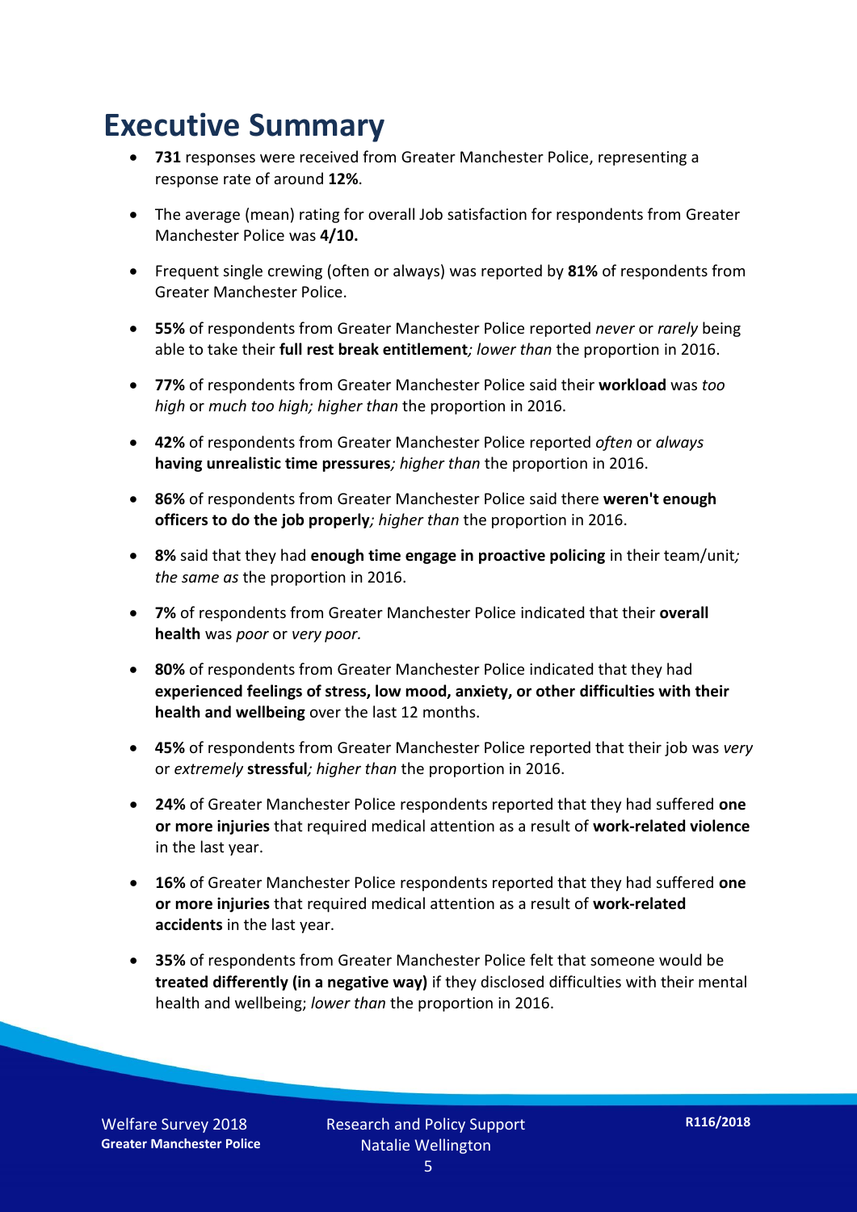# Executive Summary

- **731** responses were received from Greater Manchester Police, representing a response rate of around **12%**.
- The average (mean) rating for overall Job satisfaction for respondents from Greater Manchester Police was **4/10.**
- Frequent single crewing (often or always) was reported by **81%** of respondents from Greater Manchester Police.
- **55%** of respondents from Greater Manchester Police reported *never* or *rarely* being able to take their **full rest break entitlement***; lower than* the proportion in 2016.
- **77%** of respondents from Greater Manchester Police said their **workload** was *too high* or *much too high; higher than* the proportion in 2016.
- **42%** of respondents from Greater Manchester Police reported *often* or *always* **having unrealistic time pressures***; higher than* the proportion in 2016.
- **86%** of respondents from Greater Manchester Police said there **weren't enough officers to do the job properly***; higher than* the proportion in 2016.
- **8%** said that they had **enough time engage in proactive policing** in their team/unit*; the same as* the proportion in 2016.
- **7%** of respondents from Greater Manchester Police indicated that their **overall health** was *poor* or *very poor.*
- **80%** of respondents from Greater Manchester Police indicated that they had **experienced feelings of stress, low mood, anxiety, or other difficulties with their health and wellbeing** over the last 12 months.
- **45%** of respondents from Greater Manchester Police reported that their job was *very* or *extremely* **stressful***; higher than* the proportion in 2016.
- **24%** of Greater Manchester Police respondents reported that they had suffered **one or more injuries** that required medical attention as a result of **work-related violence** in the last year.
- **16%** of Greater Manchester Police respondents reported that they had suffered **one or more injuries** that required medical attention as a result of **work-related accidents** in the last year.
- **35%** of respondents from Greater Manchester Police felt that someone would be **treated differently (in a negative way)** if they disclosed difficulties with their mental health and wellbeing; *lower than* the proportion in 2016.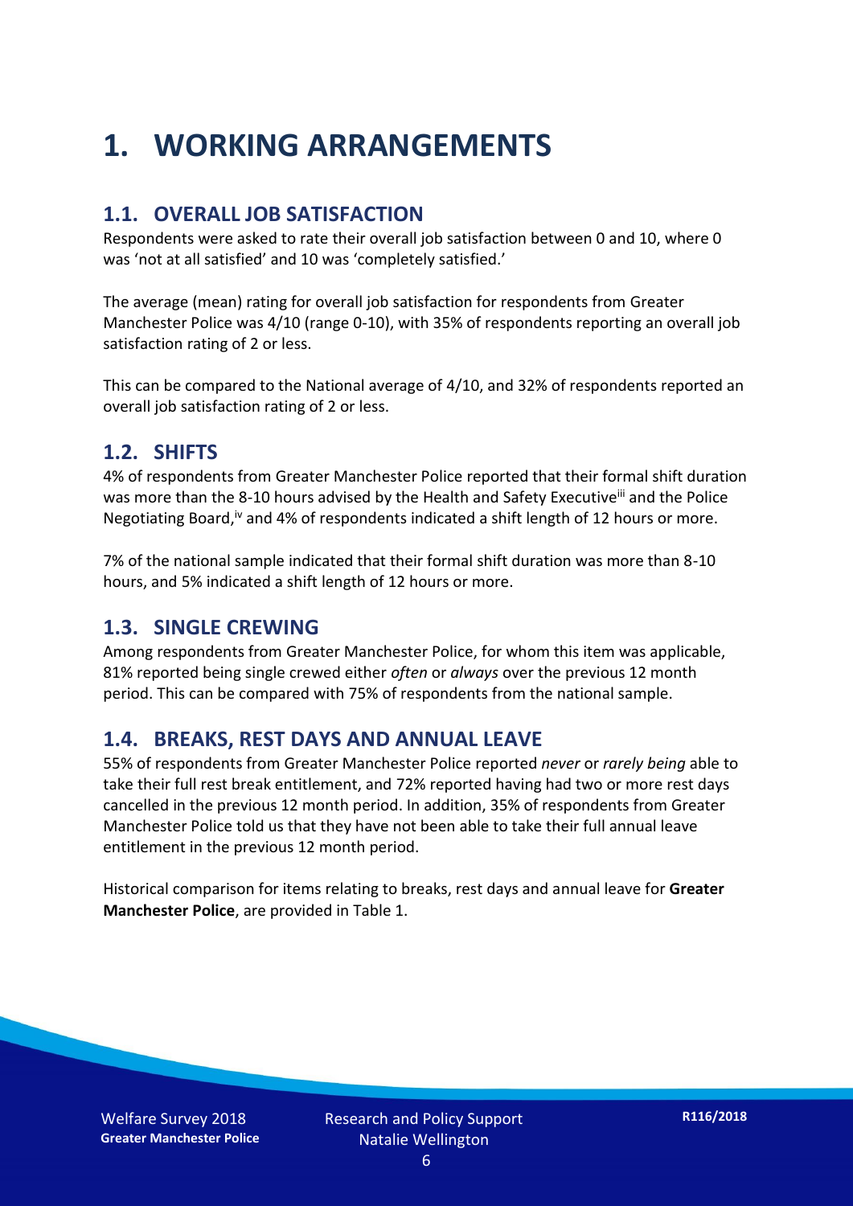# 1. WORKING ARRANGEMENTS

## 1.1. OVERALL JOB SATISFACTION

Respondents were asked to rate their overall job satisfaction between 0 and 10, where 0 was 'not at all satisfied' and 10 was 'completely satisfied.'

The average (mean) rating for overall job satisfaction for respondents from Greater Manchester Police was 4/10 (range 0-10), with 35% of respondents reporting an overall job satisfaction rating of 2 or less.

This can be compared to the National average of 4/10, and 32% of respondents reported an overall job satisfaction rating of 2 or less.

## 1.2. SHIFTS

4% of respondents from Greater Manchester Police reported that their formal shift duration was more than the 8-10 hours advised by the Health and Safety Executive[iii] and the Police Negotiating Board,[iv] and 4% of respondents indicated a shift length of 12 hours or more.

7% of the national sample indicated that their formal shift duration was more than 8-10 hours, and 5% indicated a shift length of 12 hours or more.

## 1.3. SINGLE CREWING

Among respondents from Greater Manchester Police, for whom this item was applicable, 81% reported being single crewed either *often* or *always* over the previous 12 month period. This can be compared with 75% of respondents from the national sample.

## 1.4. BREAKS, REST DAYS AND ANNUAL LEAVE

55% of respondents from Greater Manchester Police reported *never* or *rarely being* able to take their full rest break entitlement, and 72% reported having had two or more rest days cancelled in the previous 12 month period. In addition, 35% of respondents from Greater Manchester Police told us that they have not been able to take their full annual leave entitlement in the previous 12 month period.

Historical comparison for items relating to breaks, rest days and annual leave for **Greater Manchester Police**, are provided in Table 1.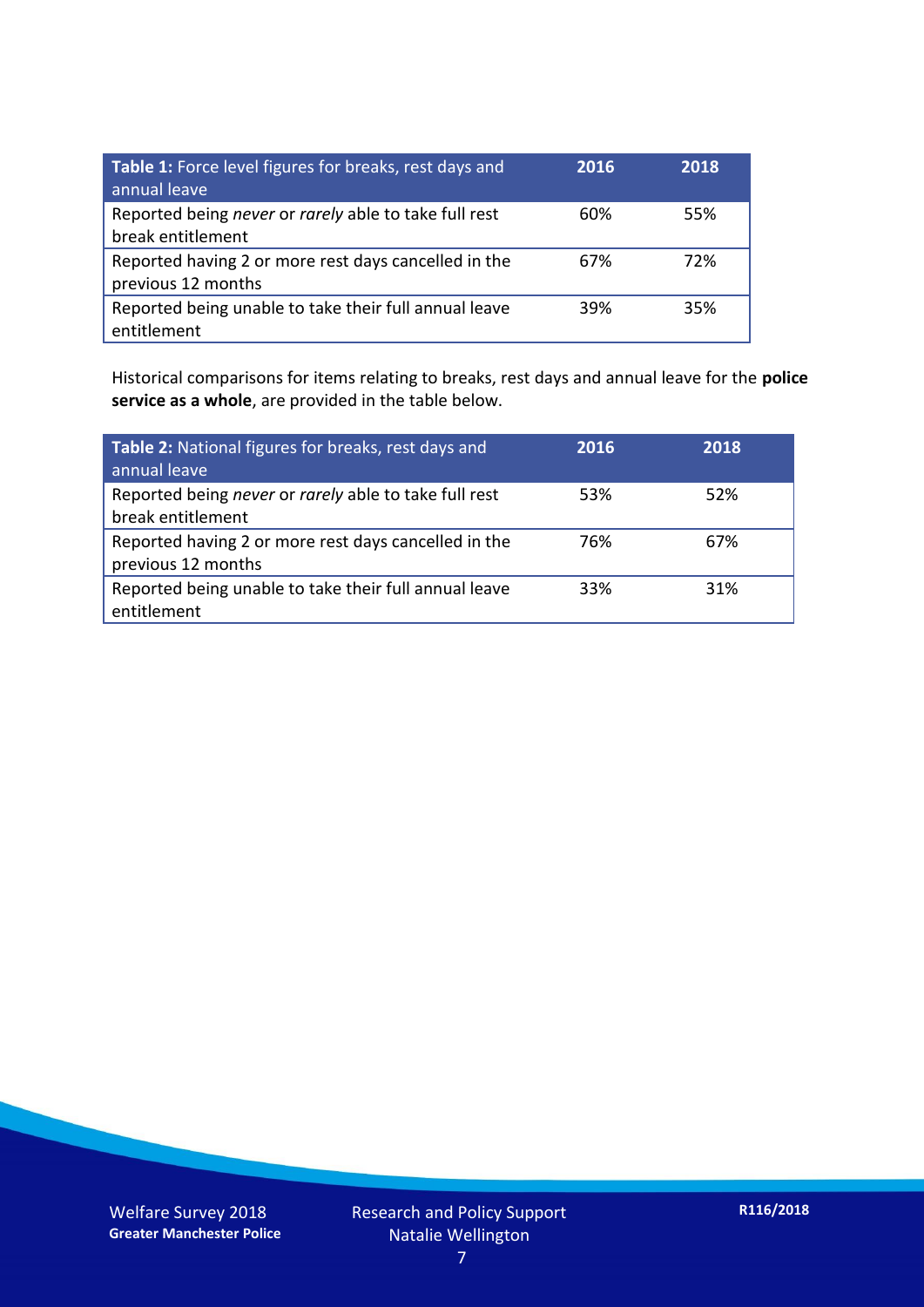| **Table 1:** Force level figures for breaks, rest days and annual leave | **2016** | **2018** |
|---|---|---|
| Reported being *never* or *rarely* able to take full rest break entitlement | 60% | 55% |
| Reported having 2 or more rest days cancelled in the previous 12 months | 67% | 72% |
| Reported being unable to take their full annual leave entitlement | 39% | 35% |

Historical comparisons for items relating to breaks, rest days and annual leave for the **police service as a whole**, are provided in the table below.

| **Table 2:** National figures for breaks, rest days and annual leave | **2016** | **2018** |
|---|---|---|
| Reported being *never* or *rarely* able to take full rest break entitlement | 53% | 52% |
| Reported having 2 or more rest days cancelled in the previous 12 months | 76% | 67% |
| Reported being unable to take their full annual leave entitlement | 33% | 31% |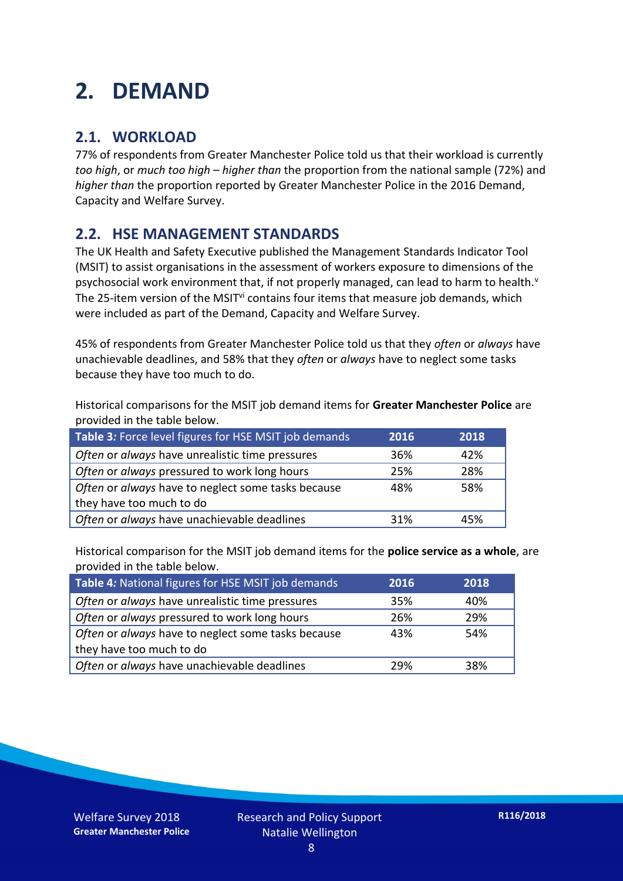# 2. DEMAND

## 2.1. WORKLOAD

77% of respondents from Greater Manchester Police told us that their workload is currently *too high*, or *much too high* – *higher than* the proportion from the national sample (72%) and *higher than* the proportion reported by Greater Manchester Police in the 2016 Demand, Capacity and Welfare Survey.

## 2.2. HSE MANAGEMENT STANDARDS

The UK Health and Safety Executive published the Management Standards Indicator Tool (MSIT) to assist organisations in the assessment of workers exposure to dimensions of the psychosocial work environment that, if not properly managed, can lead to harm to health.[v] The 25-item version of the MSIT[vi] contains four items that measure job demands, which were included as part of the Demand, Capacity and Welfare Survey.

45% of respondents from Greater Manchester Police told us that they *often* or *always* have unachievable deadlines, and 58% that they *often* or *always* have to neglect some tasks because they have too much to do.

Historical comparisons for the MSIT job demand items for **Greater Manchester Police** are provided in the table below.

| **Table 3:** Force level figures for HSE MSIT job demands | 2016 | 2018 |
|---|---|---|
| *Often* or *always* have unrealistic time pressures | 36% | 42% |
| *Often* or *always* pressured to work long hours | 25% | 28% |
| *Often* or *always* have to neglect some tasks because they have too much to do | 48% | 58% |
| *Often* or *always* have unachievable deadlines | 31% | 45% |

Historical comparison for the MSIT job demand items for the **police service as a whole**, are provided in the table below.

| **Table 4:** National figures for HSE MSIT job demands | 2016 | 2018 |
|---|---|---|
| *Often* or *always* have unrealistic time pressures | 35% | 40% |
| *Often* or *always* pressured to work long hours | 26% | 29% |
| *Often* or *always* have to neglect some tasks because they have too much to do | 43% | 54% |
| *Often* or *always* have unachievable deadlines | 29% | 38% |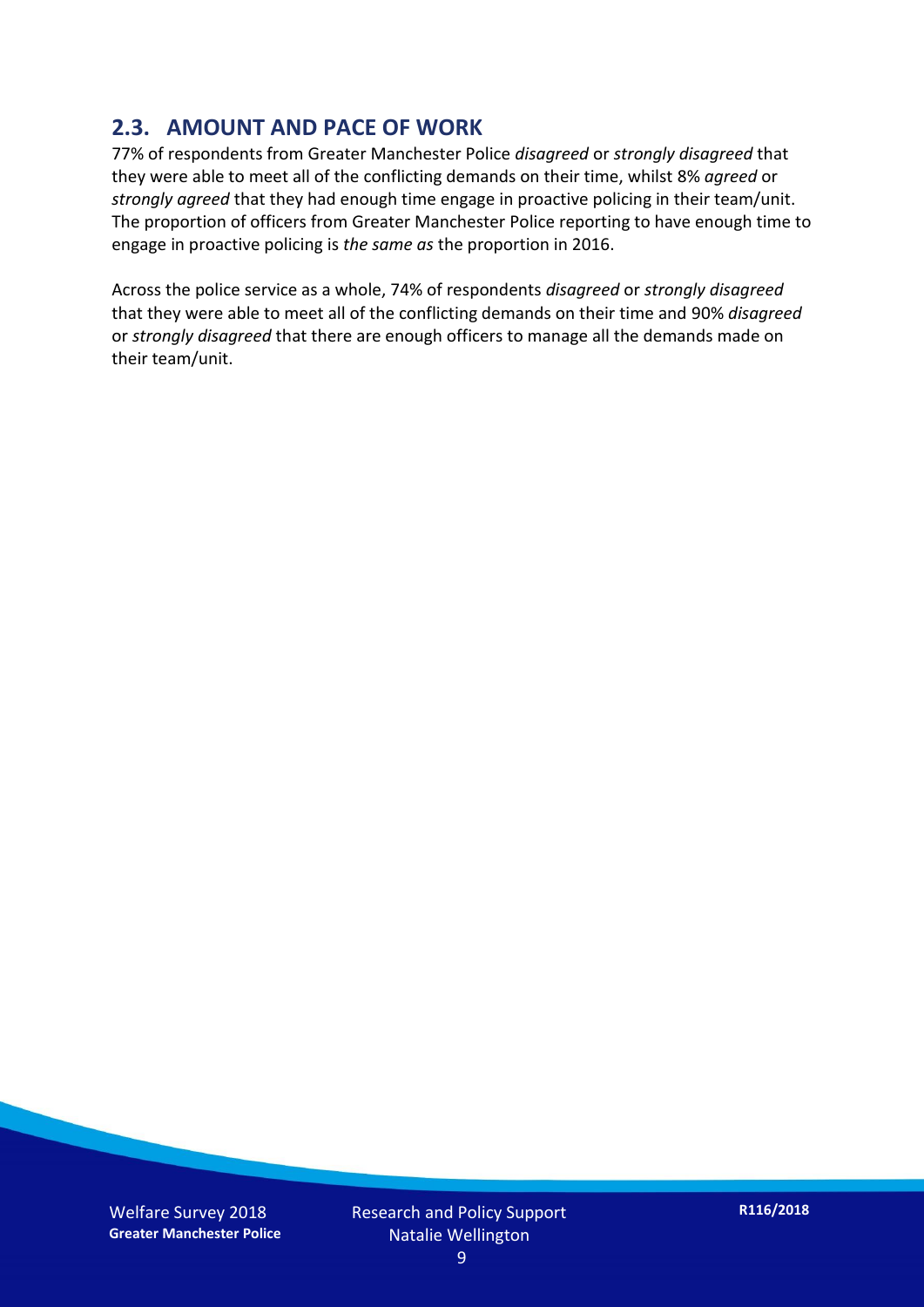## 2.3. AMOUNT AND PACE OF WORK

77% of respondents from Greater Manchester Police *disagreed* or *strongly disagreed* that they were able to meet all of the conflicting demands on their time, whilst 8% *agreed* or *strongly agreed* that they had enough time engage in proactive policing in their team/unit. The proportion of officers from Greater Manchester Police reporting to have enough time to engage in proactive policing is *the same as* the proportion in 2016.

Across the police service as a whole, 74% of respondents *disagreed* or *strongly disagreed* that they were able to meet all of the conflicting demands on their time and 90% *disagreed* or *strongly disagreed* that there are enough officers to manage all the demands made on their team/unit.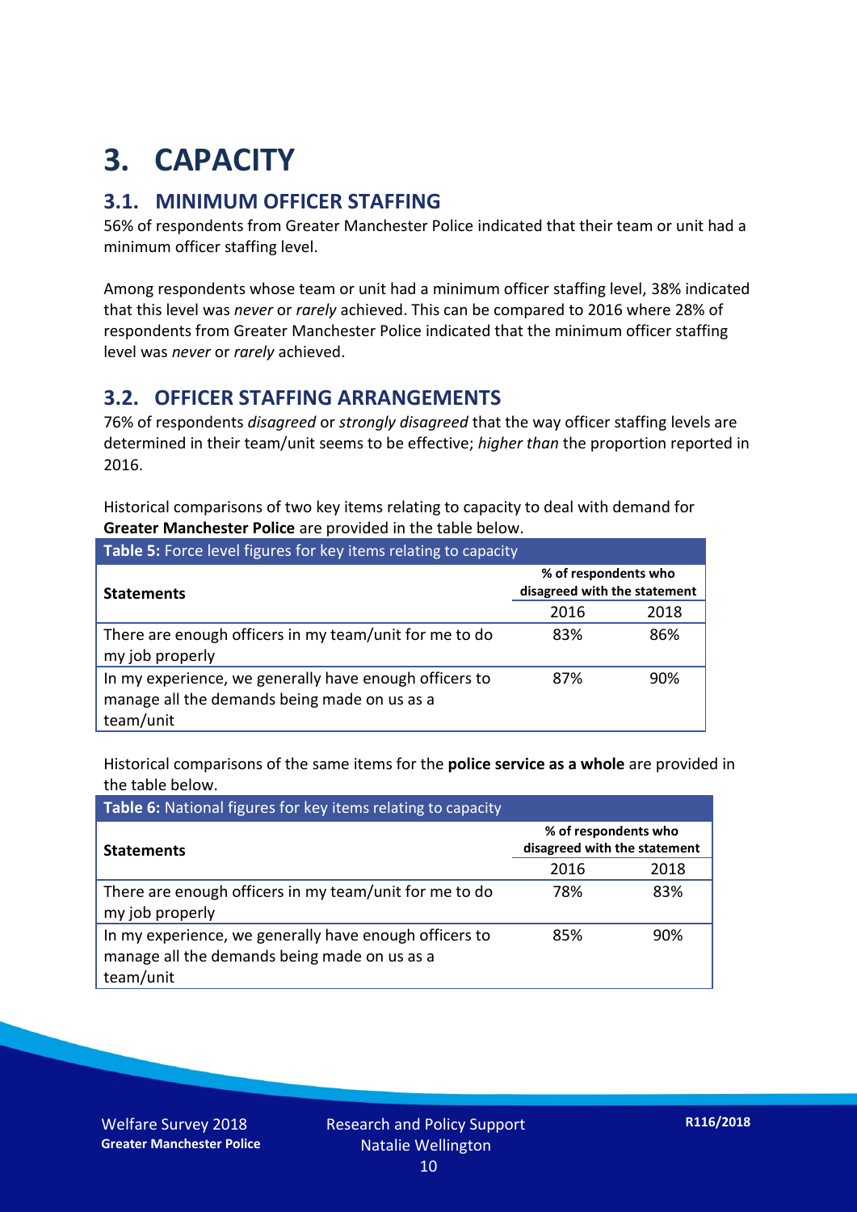# 3. CAPACITY

## 3.1. MINIMUM OFFICER STAFFING

56% of respondents from Greater Manchester Police indicated that their team or unit had a minimum officer staffing level.

Among respondents whose team or unit had a minimum officer staffing level, 38% indicated that this level was *never* or *rarely* achieved. This can be compared to 2016 where 28% of respondents from Greater Manchester Police indicated that the minimum officer staffing level was *never* or *rarely* achieved.

## 3.2. OFFICER STAFFING ARRANGEMENTS

76% of respondents *disagreed* or *strongly disagreed* that the way officer staffing levels are determined in their team/unit seems to be effective; *higher than* the proportion reported in 2016.

Historical comparisons of two key items relating to capacity to deal with demand for **Greater Manchester Police** are provided in the table below.

**Table 5:** Force level figures for key items relating to capacity

| Statements | % of respondents who disagreed with the statement | |
|---|---|---|
| | 2016 | 2018 |
| There are enough officers in my team/unit for me to do my job properly | 83% | 86% |
| In my experience, we generally have enough officers to manage all the demands being made on us as a team/unit | 87% | 90% |

Historical comparisons of the same items for the **police service as a whole** are provided in the table below.

**Table 6:** National figures for key items relating to capacity

| Statements | % of respondents who disagreed with the statement | |
|---|---|---|
| | 2016 | 2018 |
| There are enough officers in my team/unit for me to do my job properly | 78% | 83% |
| In my experience, we generally have enough officers to manage all the demands being made on us as a team/unit | 85% | 90% |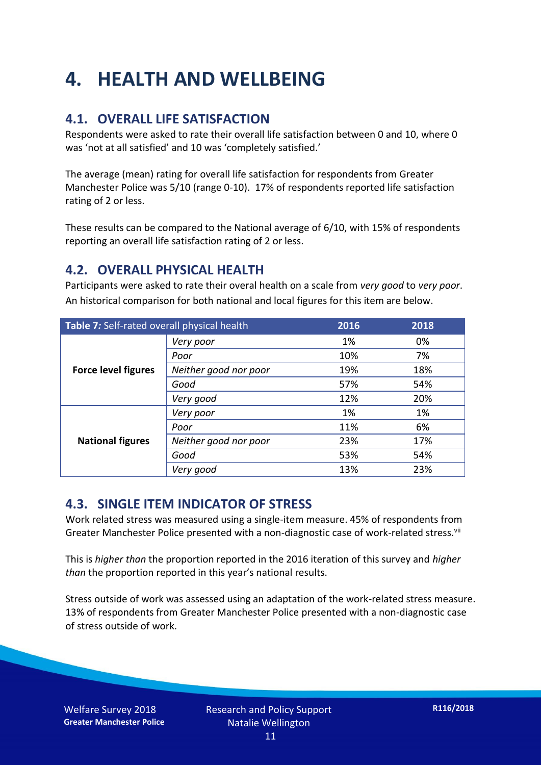# 4. HEALTH AND WELLBEING

## 4.1. OVERALL LIFE SATISFACTION

Respondents were asked to rate their overall life satisfaction between 0 and 10, where 0 was 'not at all satisfied' and 10 was 'completely satisfied.'

The average (mean) rating for overall life satisfaction for respondents from Greater Manchester Police was 5/10 (range 0-10). 17% of respondents reported life satisfaction rating of 2 or less.

These results can be compared to the National average of 6/10, with 15% of respondents reporting an overall life satisfaction rating of 2 or less.

## 4.2. OVERALL PHYSICAL HEALTH

Participants were asked to rate their overal health on a scale from *very good* to *very poor*. An historical comparison for both national and local figures for this item are below.

| **Table 7:** Self-rated overall physical health | | 2016 | 2018 |
|---|---|---|---|
| **Force level figures** | *Very poor* | 1% | 0% |
| | *Poor* | 10% | 7% |
| | *Neither good nor poor* | 19% | 18% |
| | *Good* | 57% | 54% |
| | *Very good* | 12% | 20% |
| **National figures** | *Very poor* | 1% | 1% |
| | *Poor* | 11% | 6% |
| | *Neither good nor poor* | 23% | 17% |
| | *Good* | 53% | 54% |
| | *Very good* | 13% | 23% |

## 4.3. SINGLE ITEM INDICATOR OF STRESS

Work related stress was measured using a single-item measure. 45% of respondents from Greater Manchester Police presented with a non-diagnostic case of work-related stress.[vii]

This is *higher than* the proportion reported in the 2016 iteration of this survey and *higher than* the proportion reported in this year's national results.

Stress outside of work was assessed using an adaptation of the work-related stress measure. 13% of respondents from Greater Manchester Police presented with a non-diagnostic case of stress outside of work.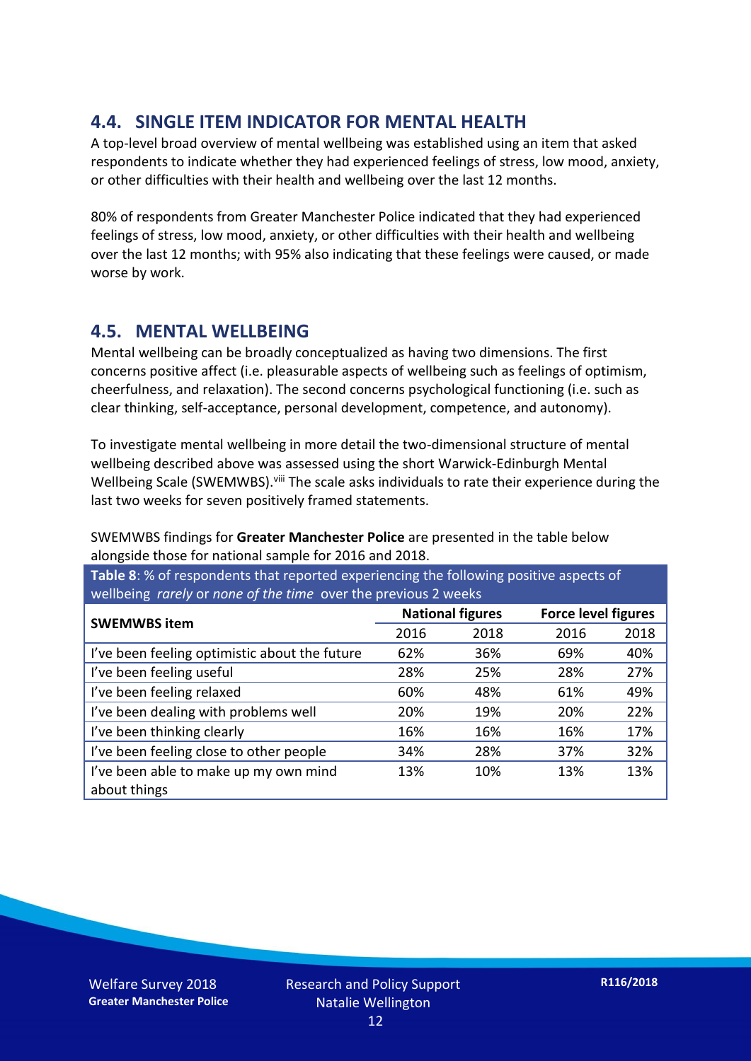## 4.4. SINGLE ITEM INDICATOR FOR MENTAL HEALTH

A top-level broad overview of mental wellbeing was established using an item that asked respondents to indicate whether they had experienced feelings of stress, low mood, anxiety, or other difficulties with their health and wellbeing over the last 12 months.

80% of respondents from Greater Manchester Police indicated that they had experienced feelings of stress, low mood, anxiety, or other difficulties with their health and wellbeing over the last 12 months; with 95% also indicating that these feelings were caused, or made worse by work.

## 4.5. MENTAL WELLBEING

Mental wellbeing can be broadly conceptualized as having two dimensions. The first concerns positive affect (i.e. pleasurable aspects of wellbeing such as feelings of optimism, cheerfulness, and relaxation). The second concerns psychological functioning (i.e. such as clear thinking, self-acceptance, personal development, competence, and autonomy).

To investigate mental wellbeing in more detail the two-dimensional structure of mental wellbeing described above was assessed using the short Warwick-Edinburgh Mental Wellbeing Scale (SWEMWBS).[viii] The scale asks individuals to rate their experience during the last two weeks for seven positively framed statements.

SWEMWBS findings for **Greater Manchester Police** are presented in the table below alongside those for national sample for 2016 and 2018.

**Table 8**: % of respondents that reported experiencing the following positive aspects of wellbeing *rarely* or *none of the time* over the previous 2 weeks

| SWEMWBS item | National figures | | Force level figures | |
|---|---|---|---|---|
| | 2016 | 2018 | 2016 | 2018 |
| I've been feeling optimistic about the future | 62% | 36% | 69% | 40% |
| I've been feeling useful | 28% | 25% | 28% | 27% |
| I've been feeling relaxed | 60% | 48% | 61% | 49% |
| I've been dealing with problems well | 20% | 19% | 20% | 22% |
| I've been thinking clearly | 16% | 16% | 16% | 17% |
| I've been feeling close to other people | 34% | 28% | 37% | 32% |
| I've been able to make up my own mind about things | 13% | 10% | 13% | 13% |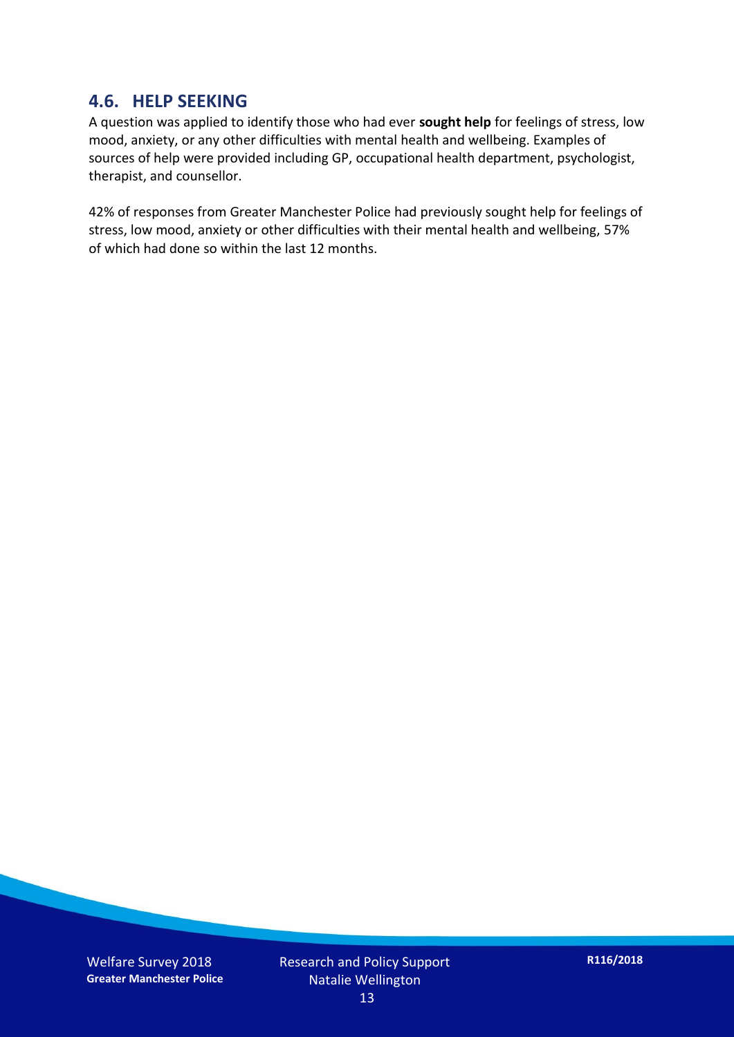## 4.6. HELP SEEKING

A question was applied to identify those who had ever **sought help** for feelings of stress, low mood, anxiety, or any other difficulties with mental health and wellbeing. Examples of sources of help were provided including GP, occupational health department, psychologist, therapist, and counsellor.

42% of responses from Greater Manchester Police had previously sought help for feelings of stress, low mood, anxiety or other difficulties with their mental health and wellbeing, 57% of which had done so within the last 12 months.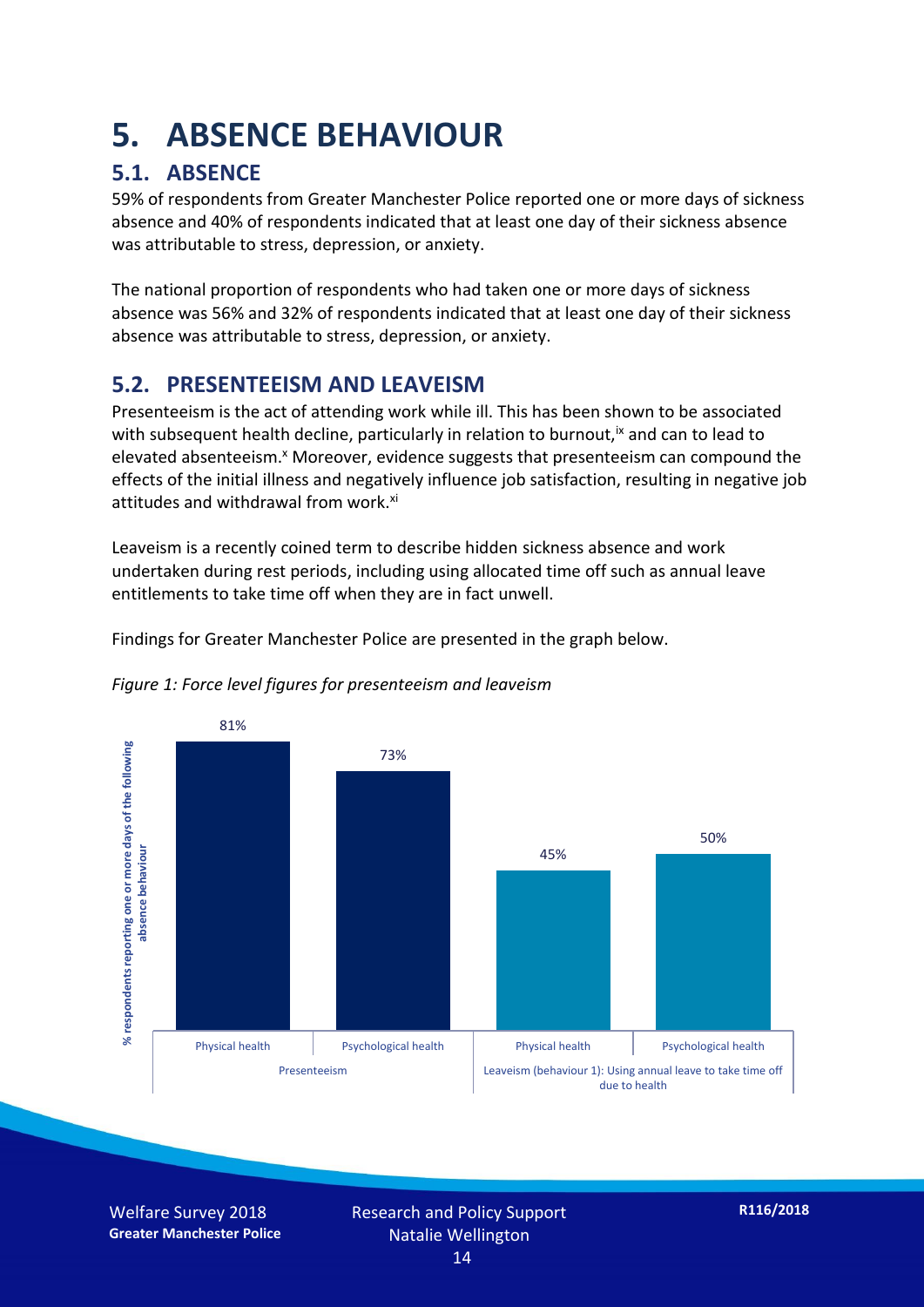# 5. ABSENCE BEHAVIOUR

## 5.1. ABSENCE

59% of respondents from Greater Manchester Police reported one or more days of sickness absence and 40% of respondents indicated that at least one day of their sickness absence was attributable to stress, depression, or anxiety.

The national proportion of respondents who had taken one or more days of sickness absence was 56% and 32% of respondents indicated that at least one day of their sickness absence was attributable to stress, depression, or anxiety.

## 5.2. PRESENTEEISM AND LEAVEISM

Presenteeism is the act of attending work while ill. This has been shown to be associated with subsequent health decline, particularly in relation to burnout,[ix] and can to lead to elevated absenteeism.[x] Moreover, evidence suggests that presenteeism can compound the effects of the initial illness and negatively influence job satisfaction, resulting in negative job attitudes and withdrawal from work.[xi]

Leaveism is a recently coined term to describe hidden sickness absence and work undertaken during rest periods, including using allocated time off such as annual leave entitlements to take time off when they are in fact unwell.

Findings for Greater Manchester Police are presented in the graph below.

*Figure 1: Force level figures for presenteeism and leaveism*

| % respondents reporting one or more days of the following absence behaviour | Physical health | Psychological health |
|---|---|---|
| Presenteeism | 81% | 73% |
| Leaveism (behaviour 1): Using annual leave to take time off due to health | 45% | 50% |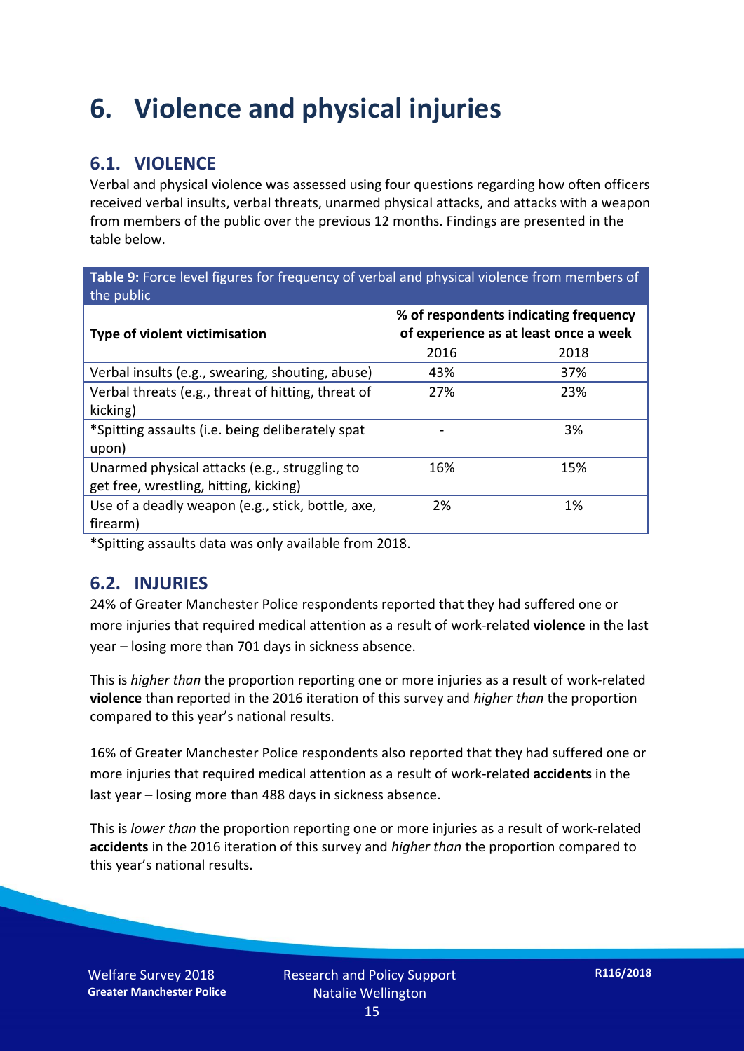# 6. Violence and physical injuries

## 6.1. VIOLENCE

Verbal and physical violence was assessed using four questions regarding how often officers received verbal insults, verbal threats, unarmed physical attacks, and attacks with a weapon from members of the public over the previous 12 months. Findings are presented in the table below.

**Table 9:** Force level figures for frequency of verbal and physical violence from members of the public

| Type of violent victimisation | % of respondents indicating frequency of experience as at least once a week | |
|---|---|---|
| | 2016 | 2018 |
| Verbal insults (e.g., swearing, shouting, abuse) | 43% | 37% |
| Verbal threats (e.g., threat of hitting, threat of kicking) | 27% | 23% |
| *Spitting assaults (i.e. being deliberately spat upon) | - | 3% |
| Unarmed physical attacks (e.g., struggling to get free, wrestling, hitting, kicking) | 16% | 15% |
| Use of a deadly weapon (e.g., stick, bottle, axe, firearm) | 2% | 1% |

*Spitting assaults data was only available from 2018.

## 6.2. INJURIES

24% of Greater Manchester Police respondents reported that they had suffered one or more injuries that required medical attention as a result of work-related **violence** in the last year – losing more than 701 days in sickness absence.

This is *higher than* the proportion reporting one or more injuries as a result of work-related **violence** than reported in the 2016 iteration of this survey and *higher than* the proportion compared to this year's national results.

16% of Greater Manchester Police respondents also reported that they had suffered one or more injuries that required medical attention as a result of work-related **accidents** in the last year – losing more than 488 days in sickness absence.

This is *lower than* the proportion reporting one or more injuries as a result of work-related **accidents** in the 2016 iteration of this survey and *higher than* the proportion compared to this year's national results.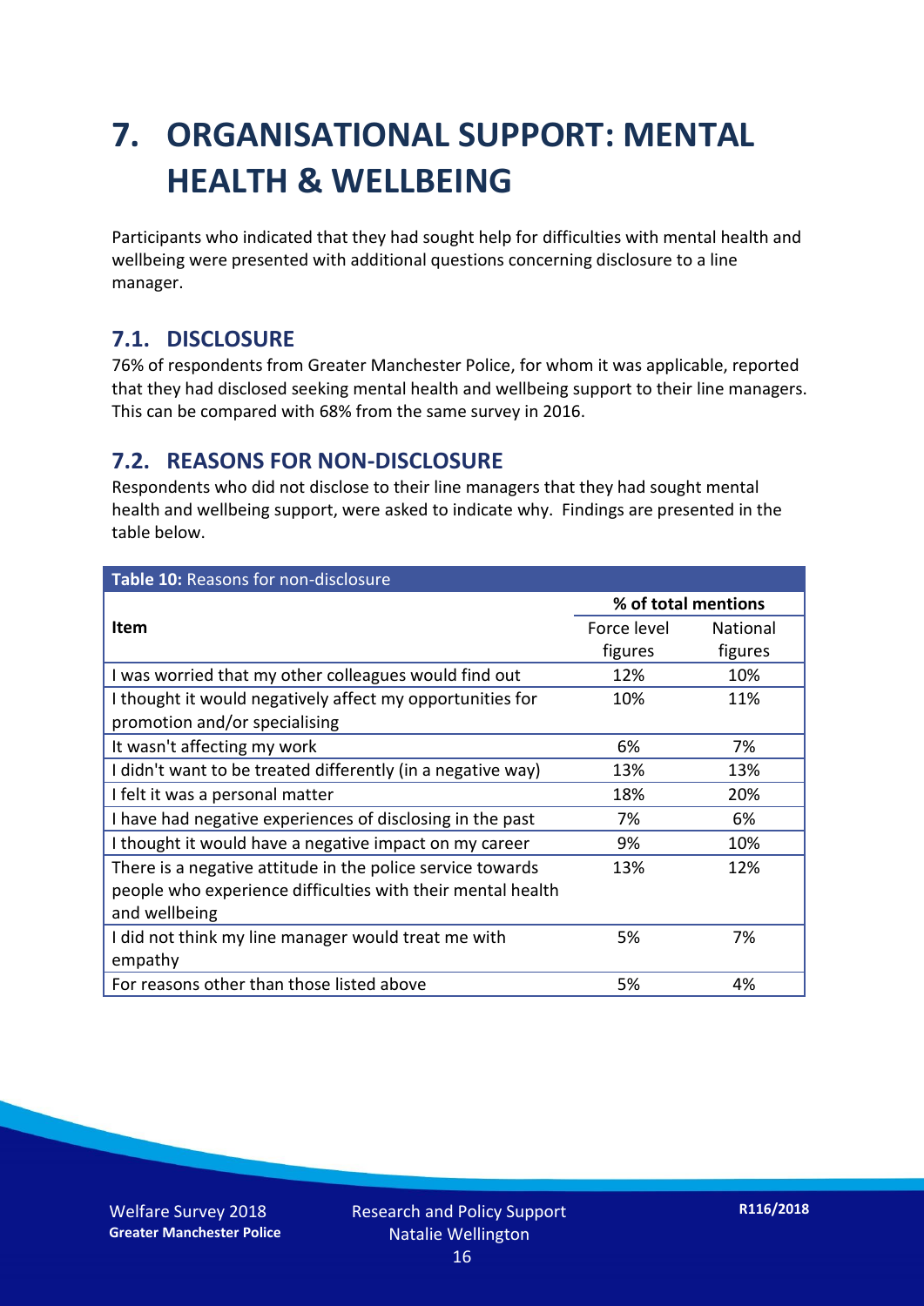# 7. ORGANISATIONAL SUPPORT: MENTAL HEALTH & WELLBEING

Participants who indicated that they had sought help for difficulties with mental health and wellbeing were presented with additional questions concerning disclosure to a line manager.

## 7.1. DISCLOSURE

76% of respondents from Greater Manchester Police, for whom it was applicable, reported that they had disclosed seeking mental health and wellbeing support to their line managers. This can be compared with 68% from the same survey in 2016.

## 7.2. REASONS FOR NON-DISCLOSURE

Respondents who did not disclose to their line managers that they had sought mental health and wellbeing support, were asked to indicate why. Findings are presented in the table below.

**Table 10:** Reasons for non-disclosure

| Item | % of total mentions | |
|---|---|---|
| | Force level figures | National figures |
| I was worried that my other colleagues would find out | 12% | 10% |
| I thought it would negatively affect my opportunities for promotion and/or specialising | 10% | 11% |
| It wasn't affecting my work | 6% | 7% |
| I didn't want to be treated differently (in a negative way) | 13% | 13% |
| I felt it was a personal matter | 18% | 20% |
| I have had negative experiences of disclosing in the past | 7% | 6% |
| I thought it would have a negative impact on my career | 9% | 10% |
| There is a negative attitude in the police service towards people who experience difficulties with their mental health and wellbeing | 13% | 12% |
| I did not think my line manager would treat me with empathy | 5% | 7% |
| For reasons other than those listed above | 5% | 4% |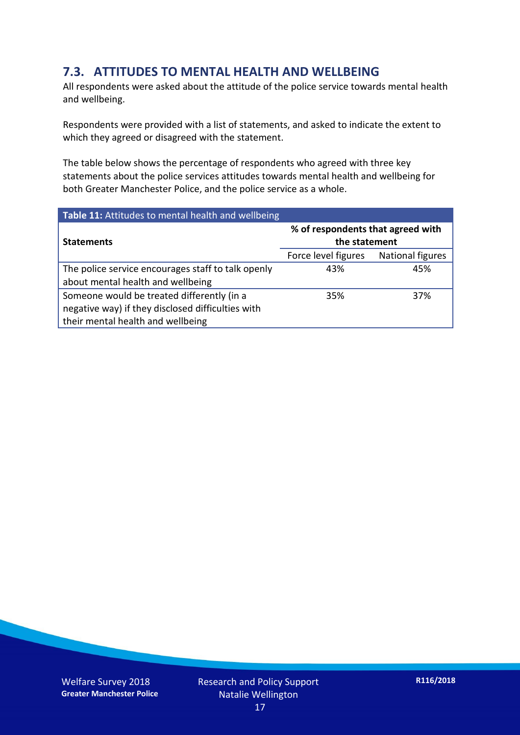## 7.3. ATTITUDES TO MENTAL HEALTH AND WELLBEING

All respondents were asked about the attitude of the police service towards mental health and wellbeing.

Respondents were provided with a list of statements, and asked to indicate the extent to which they agreed or disagreed with the statement.

The table below shows the percentage of respondents who agreed with three key statements about the police services attitudes towards mental health and wellbeing for both Greater Manchester Police, and the police service as a whole.

**Table 11:** Attitudes to mental health and wellbeing

| **Statements** | **% of respondents that agreed with the statement** | |
|---|---|---|
| | Force level figures | National figures |
| The police service encourages staff to talk openly about mental health and wellbeing | 43% | 45% |
| Someone would be treated differently (in a negative way) if they disclosed difficulties with their mental health and wellbeing | 35% | 37% |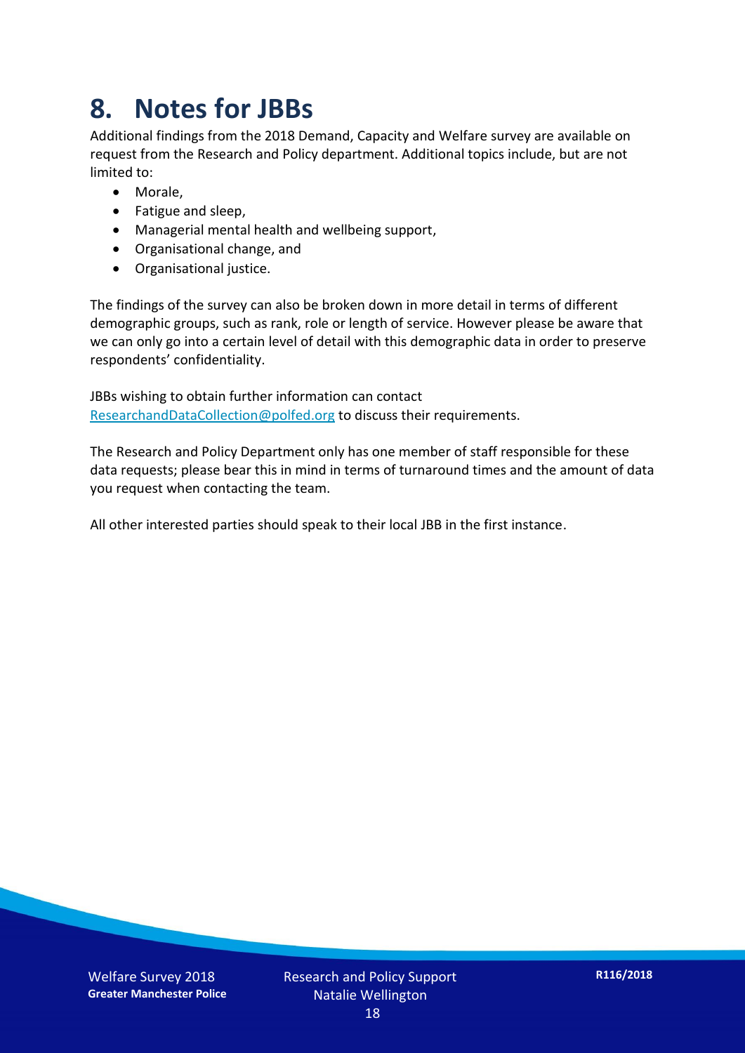# 8. Notes for JBBs

Additional findings from the 2018 Demand, Capacity and Welfare survey are available on request from the Research and Policy department. Additional topics include, but are not limited to:

- Morale,
- Fatigue and sleep,
- Managerial mental health and wellbeing support,
- Organisational change, and
- Organisational justice.

The findings of the survey can also be broken down in more detail in terms of different demographic groups, such as rank, role or length of service. However please be aware that we can only go into a certain level of detail with this demographic data in order to preserve respondents' confidentiality.

JBBs wishing to obtain further information can contact ResearchandDataCollection@polfed.org to discuss their requirements.

The Research and Policy Department only has one member of staff responsible for these data requests; please bear this in mind in terms of turnaround times and the amount of data you request when contacting the team.

All other interested parties should speak to their local JBB in the first instance.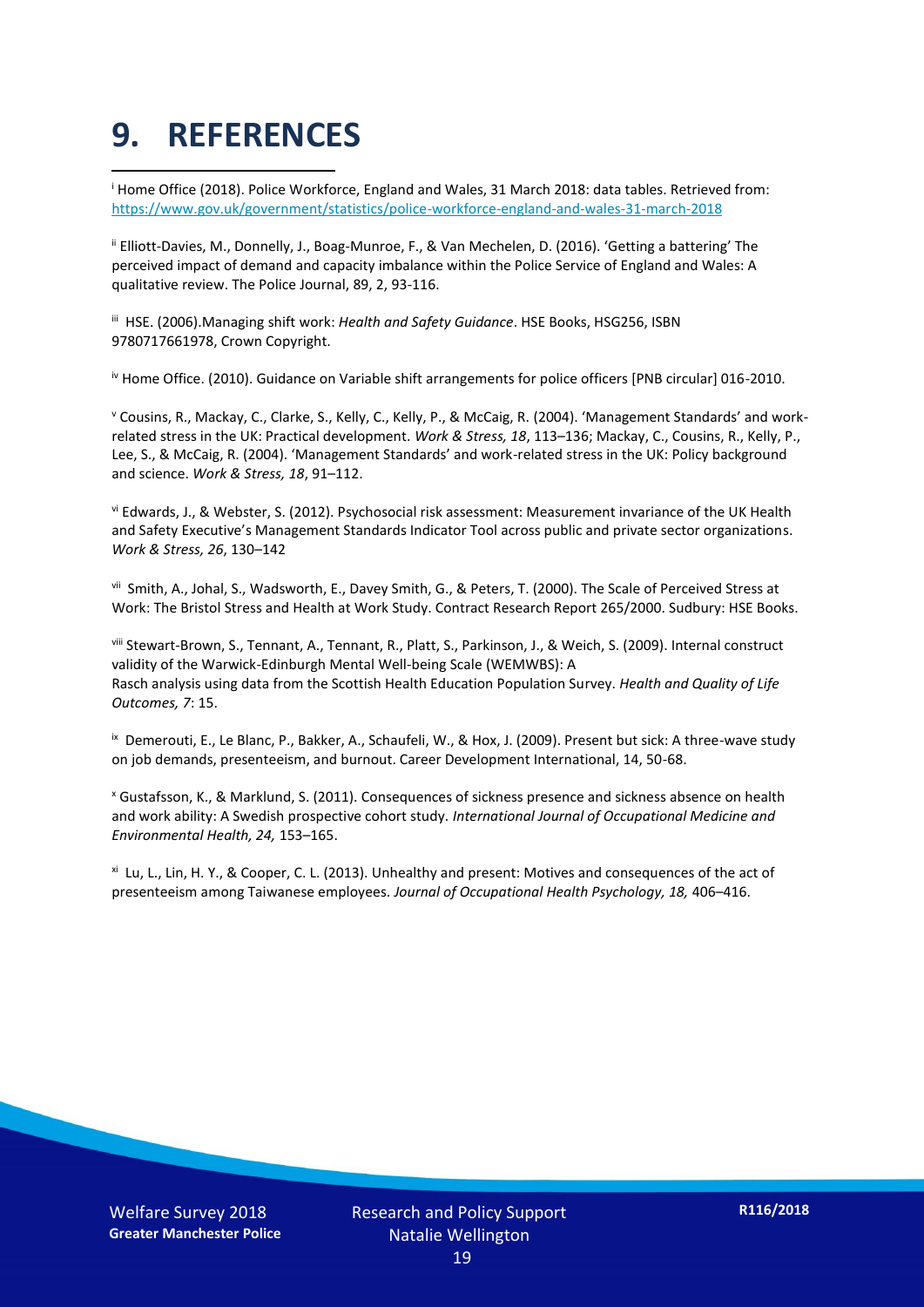# 9. REFERENCES

[i] Home Office (2018). Police Workforce, England and Wales, 31 March 2018: data tables. Retrieved from: https://www.gov.uk/government/statistics/police-workforce-england-and-wales-31-march-2018

[ii] Elliott-Davies, M., Donnelly, J., Boag-Munroe, F., & Van Mechelen, D. (2016). 'Getting a battering' The perceived impact of demand and capacity imbalance within the Police Service of England and Wales: A qualitative review. The Police Journal, 89, 2, 93-116.

[iii] HSE. (2006).Managing shift work: *Health and Safety Guidance*. HSE Books, HSG256, ISBN 9780717661978, Crown Copyright.

[iv] Home Office. (2010). Guidance on Variable shift arrangements for police officers [PNB circular] 016-2010.

[v] Cousins, R., Mackay, C., Clarke, S., Kelly, C., Kelly, P., & McCaig, R. (2004). 'Management Standards' and work-related stress in the UK: Practical development. *Work & Stress, 18*, 113–136; Mackay, C., Cousins, R., Kelly, P., Lee, S., & McCaig, R. (2004). 'Management Standards' and work-related stress in the UK: Policy background and science. *Work & Stress, 18*, 91–112.

[vi] Edwards, J., & Webster, S. (2012). Psychosocial risk assessment: Measurement invariance of the UK Health and Safety Executive's Management Standards Indicator Tool across public and private sector organizations. *Work & Stress, 26*, 130–142

[vii] Smith, A., Johal, S., Wadsworth, E., Davey Smith, G., & Peters, T. (2000). The Scale of Perceived Stress at Work: The Bristol Stress and Health at Work Study. Contract Research Report 265/2000. Sudbury: HSE Books.

[viii] Stewart-Brown, S., Tennant, A., Tennant, R., Platt, S., Parkinson, J., & Weich, S. (2009). Internal construct validity of the Warwick-Edinburgh Mental Well-being Scale (WEMWBS): A Rasch analysis using data from the Scottish Health Education Population Survey. *Health and Quality of Life Outcomes, 7*: 15.

[ix] Demerouti, E., Le Blanc, P., Bakker, A., Schaufeli, W., & Hox, J. (2009). Present but sick: A three-wave study on job demands, presenteeism, and burnout. Career Development International, 14, 50-68.

[x] Gustafsson, K., & Marklund, S. (2011). Consequences of sickness presence and sickness absence on health and work ability: A Swedish prospective cohort study. *International Journal of Occupational Medicine and Environmental Health, 24,* 153–165.

[xi] Lu, L., Lin, H. Y., & Cooper, C. L. (2013). Unhealthy and present: Motives and consequences of the act of presenteeism among Taiwanese employees. *Journal of Occupational Health Psychology, 18,* 406–416.